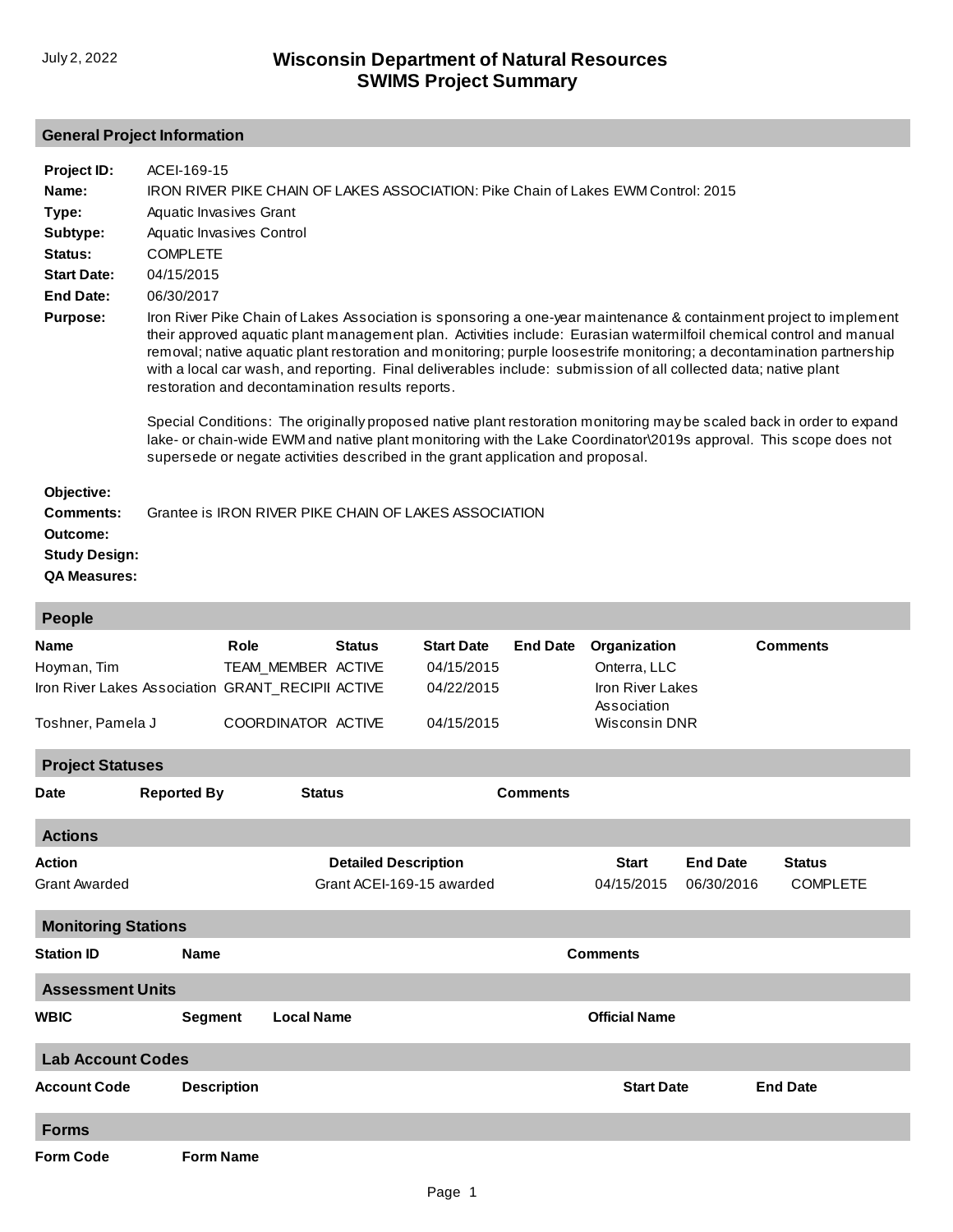# Wisconsin Department of Natural Resources
## SWIMS Project Summary

July 2, 2022

## General Project Information

**Project ID:** ACEI-169-15

**Name:** IRON RIVER PIKE CHAIN OF LAKES ASSOCIATION: Pike Chain of Lakes EWM Control: 2015

**Type:** Aquatic Invasives Grant

**Subtype:** Aquatic Invasives Control

**Status:** COMPLETE

**Start Date:** 04/15/2015

**End Date:** 06/30/2017

**Purpose:** Iron River Pike Chain of Lakes Association is sponsoring a one-year maintenance & containment project to implement their approved aquatic plant management plan. Activities include: Eurasian watermilfoil chemical control and manual removal; native aquatic plant restoration and monitoring; purple loosestrife monitoring; a decontamination partnership with a local car wash, and reporting. Final deliverables include: submission of all collected data; native plant restoration and decontamination results reports.

Special Conditions: The originally proposed native plant restoration monitoring may be scaled back in order to expand lake- or chain-wide EWM and native plant monitoring with the Lake Coordinator\2019s approval. This scope does not supersede or negate activities described in the grant application and proposal.

**Objective:**

**Comments:** Grantee is IRON RIVER PIKE CHAIN OF LAKES ASSOCIATION

**Outcome:**

**Study Design:**

**QA Measures:**

## People

| Name | Role | Status | Start Date | End Date | Organization | Comments |
|---|---|---|---|---|---|---|
| Hoyman, Tim | TEAM_MEMBER | ACTIVE | 04/15/2015 | | Onterra, LLC | |
| Iron River Lakes Association | GRANT_RECIPII | ACTIVE | 04/22/2015 | | Iron River Lakes Association | |
| Toshner, Pamela J | COORDINATOR | ACTIVE | 04/15/2015 | | Wisconsin DNR | |

## Project Statuses

| Date | Reported By | Status | Comments |
|---|---|---|---|

## Actions

| Action | Detailed Description | Start | End Date | Status |
|---|---|---|---|---|
| Grant Awarded | Grant ACEI-169-15 awarded | 04/15/2015 | 06/30/2016 | COMPLETE |

## Monitoring Stations

| Station ID | Name | Comments |
|---|---|---|

## Assessment Units

| WBIC | Segment | Local Name | Official Name |
|---|---|---|---|

## Lab Account Codes

| Account Code | Description | Start Date | End Date |
|---|---|---|---|

## Forms

| Form Code | Form Name |
|---|---|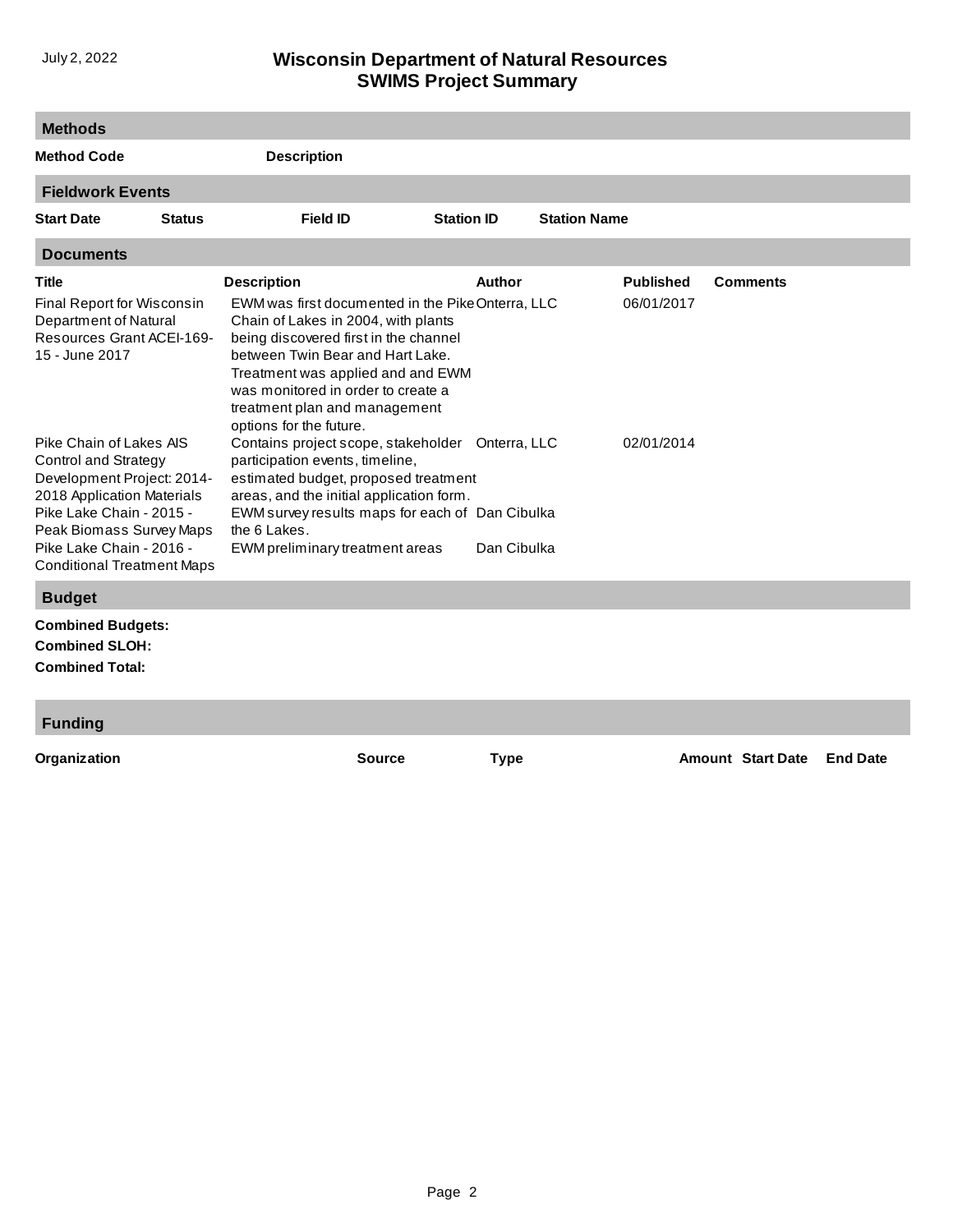## Methods

| Method Code | Description |
|---|---|

## Fieldwork Events

| Start Date | Status | Field ID | Station ID | Station Name |
|---|---|---|---|---|

## Documents

| Title | Description | Author | Published | Comments |
|---|---|---|---|---|
| Final Report for Wisconsin Department of Natural Resources Grant ACEI-169-15 - June 2017 | EWM was first documented in the Pike Chain of Lakes in 2004, with plants being discovered first in the channel between Twin Bear and Hart Lake. Treatment was applied and and EWM was monitored in order to create a treatment plan and management options for the future. | Onterra, LLC | 06/01/2017 | |
| Pike Chain of Lakes AIS Control and Strategy Development Project: 2014-2018 Application Materials | Contains project scope, stakeholder participation events, timeline, estimated budget, proposed treatment areas, and the initial application form. | Onterra, LLC | 02/01/2014 | |
| Pike Lake Chain - 2015 - Peak Biomass Survey Maps | EWM survey results maps for each of the 6 Lakes. | Dan Cibulka | | |
| Pike Lake Chain - 2016 - Conditional Treatment Maps | EWM preliminary treatment areas | Dan Cibulka | | |

## Budget

**Combined Budgets:**

**Combined SLOH:**

**Combined Total:**

## Funding

| Organization | Source | Type | Amount | Start Date | End Date |
|---|---|---|---|---|---|